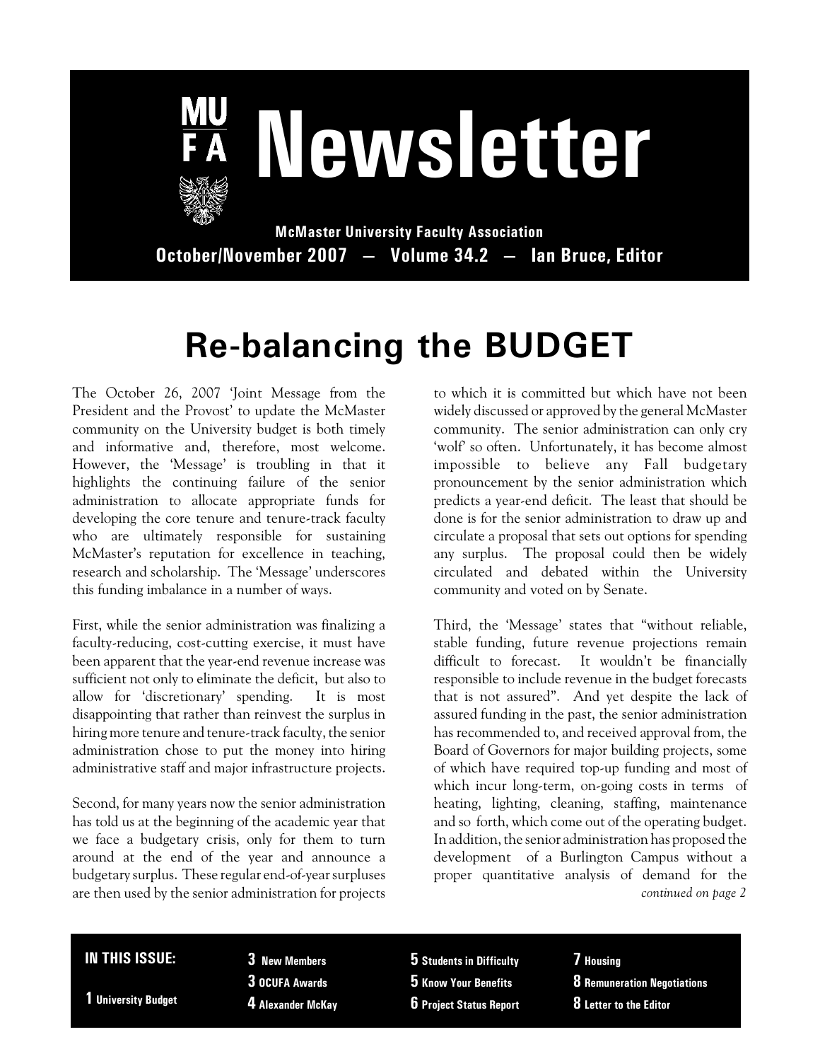# MUFA Newsletter

**McMaster University Faculty Association**

**October/November 2007 — Volume 34.2 — Ian Bruce, Editor**

# Re-balancing the BUDGET

The October 26, 2007 'Joint Message from the President and the Provost' to update the McMaster community on the University budget is both timely and informative and, therefore, most welcome. However, the 'Message' is troubling in that it highlights the continuing failure of the senior administration to allocate appropriate funds for developing the core tenure and tenure-track faculty who are ultimately responsible for sustaining McMaster's reputation for excellence in teaching, research and scholarship. The 'Message' underscores this funding imbalance in a number of ways.

First, while the senior administration was finalizing a faculty-reducing, cost-cutting exercise, it must have been apparent that the year-end revenue increase was sufficient not only to eliminate the deficit, but also to allow for 'discretionary' spending. It is most disappointing that rather than reinvest the surplus in hiring more tenure and tenure-track faculty, the senior administration chose to put the money into hiring administrative staff and major infrastructure projects.

Second, for many years now the senior administration has told us at the beginning of the academic year that we face a budgetary crisis, only for them to turn around at the end of the year and announce a budgetary surplus. These regular end-of-year surpluses are then used by the senior administration for projects to which it is committed but which have not been widely discussed or approved by the general McMaster community. The senior administration can only cry 'wolf' so often. Unfortunately, it has become almost impossible to believe any Fall budgetary pronouncement by the senior administration which predicts a year-end deficit. The least that should be done is for the senior administration to draw up and circulate a proposal that sets out options for spending any surplus. The proposal could then be widely circulated and debated within the University community and voted on by Senate.

Third, the 'Message' states that "without reliable, stable funding, future revenue projections remain difficult to forecast. It wouldn't be financially responsible to include revenue in the budget forecasts that is not assured". And yet despite the lack of assured funding in the past, the senior administration has recommended to, and received approval from, the Board of Governors for major building projects, some of which have required top-up funding and most of which incur long-term, on-going costs in terms of heating, lighting, cleaning, staffing, maintenance and so forth, which come out of the operating budget. In addition, the senior administration has proposed the development of a Burlington Campus without a proper quantitative analysis of demand for the

*continued on page 2*

**IN THIS ISSUE:**

- **1** University Budget
- **3** New Members
- **3** OCUFA Awards
- **4** Alexander McKay
- **5** Students in Difficulty
- **5** Know Your Benefits
- **6** Project Status Report
- **7** Housing
- **8** Remuneration Negotiations
- **8** Letter to the Editor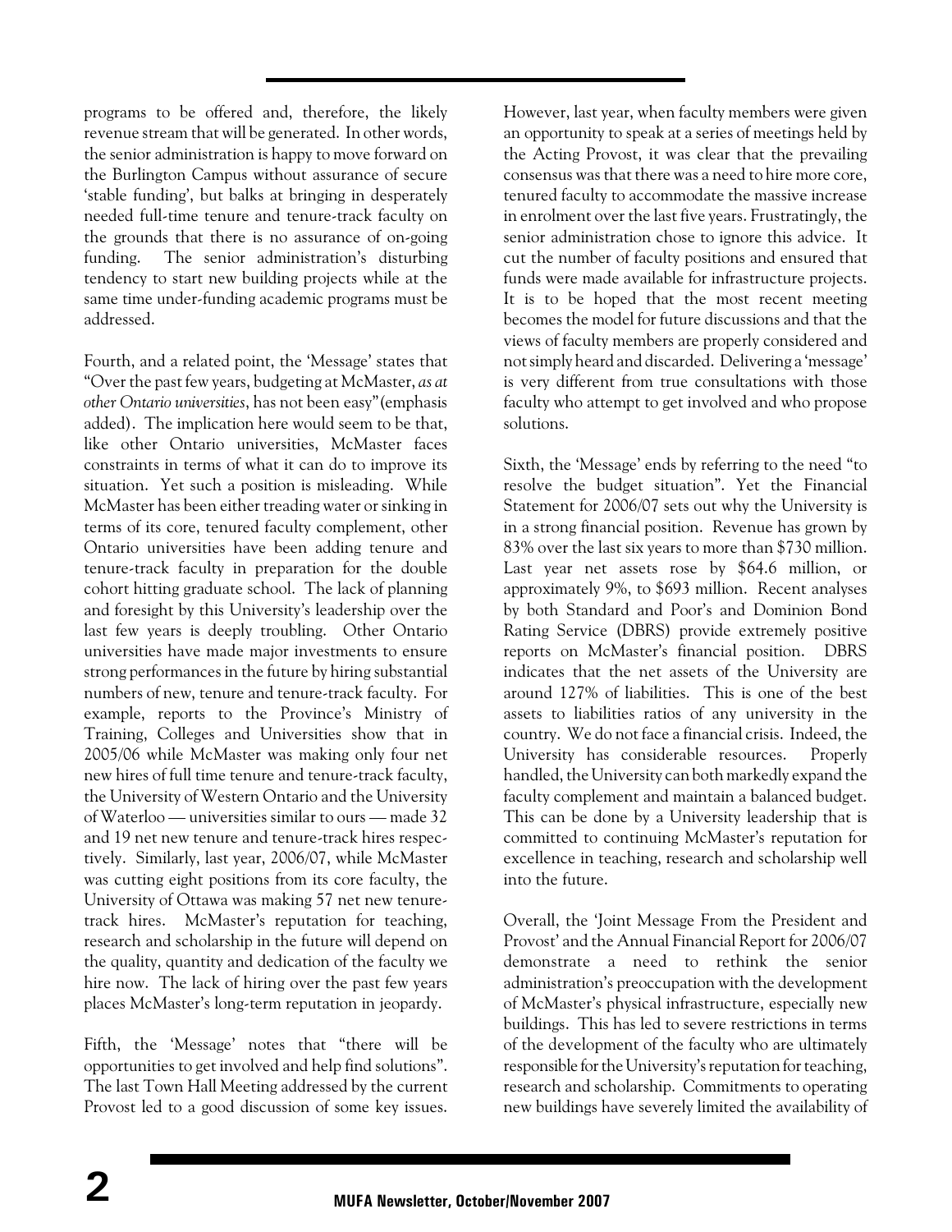programs to be offered and, therefore, the likely revenue stream that will be generated. In other words, the senior administration is happy to move forward on the Burlington Campus without assurance of secure 'stable funding', but balks at bringing in desperately needed full-time tenure and tenure-track faculty on the grounds that there is no assurance of on-going funding. The senior administration's disturbing tendency to start new building projects while at the same time under-funding academic programs must be addressed.

Fourth, and a related point, the 'Message' states that "Over the past few years, budgeting at McMaster, *as at other Ontario universities*, has not been easy" (emphasis added). The implication here would seem to be that, like other Ontario universities, McMaster faces constraints in terms of what it can do to improve its situation. Yet such a position is misleading. While McMaster has been either treading water or sinking in terms of its core, tenured faculty complement, other Ontario universities have been adding tenure and tenure-track faculty in preparation for the double cohort hitting graduate school. The lack of planning and foresight by this University's leadership over the last few years is deeply troubling. Other Ontario universities have made major investments to ensure strong performances in the future by hiring substantial numbers of new, tenure and tenure-track faculty. For example, reports to the Province's Ministry of Training, Colleges and Universities show that in 2005/06 while McMaster was making only four net new hires of full time tenure and tenure-track faculty, the University of Western Ontario and the University of Waterloo — universities similar to ours — made 32 and 19 net new tenure and tenure-track hires respectively. Similarly, last year, 2006/07, while McMaster was cutting eight positions from its core faculty, the University of Ottawa was making 57 net new tenure-track hires. McMaster's reputation for teaching, research and scholarship in the future will depend on the quality, quantity and dedication of the faculty we hire now. The lack of hiring over the past few years places McMaster's long-term reputation in jeopardy.

Fifth, the 'Message' notes that "there will be opportunities to get involved and help find solutions". The last Town Hall Meeting addressed by the current Provost led to a good discussion of some key issues. However, last year, when faculty members were given an opportunity to speak at a series of meetings held by the Acting Provost, it was clear that the prevailing consensus was that there was a need to hire more core, tenured faculty to accommodate the massive increase in enrolment over the last five years. Frustratingly, the senior administration chose to ignore this advice. It cut the number of faculty positions and ensured that funds were made available for infrastructure projects. It is to be hoped that the most recent meeting becomes the model for future discussions and that the views of faculty members are properly considered and not simply heard and discarded. Delivering a 'message' is very different from true consultations with those faculty who attempt to get involved and who propose solutions.

Sixth, the 'Message' ends by referring to the need "to resolve the budget situation". Yet the Financial Statement for 2006/07 sets out why the University is in a strong financial position. Revenue has grown by 83% over the last six years to more than $730 million. Last year net assets rose by $64.6 million, or approximately 9%, to $693 million. Recent analyses by both Standard and Poor's and Dominion Bond Rating Service (DBRS) provide extremely positive reports on McMaster's financial position. DBRS indicates that the net assets of the University are around 127% of liabilities. This is one of the best assets to liabilities ratios of any university in the country. We do not face a financial crisis. Indeed, the University has considerable resources. Properly handled, the University can both markedly expand the faculty complement and maintain a balanced budget. This can be done by a University leadership that is committed to continuing McMaster's reputation for excellence in teaching, research and scholarship well into the future.

Overall, the 'Joint Message From the President and Provost' and the Annual Financial Report for 2006/07 demonstrate a need to rethink the senior administration's preoccupation with the development of McMaster's physical infrastructure, especially new buildings. This has led to severe restrictions in terms of the development of the faculty who are ultimately responsible for the University's reputation for teaching, research and scholarship. Commitments to operating new buildings have severely limited the availability of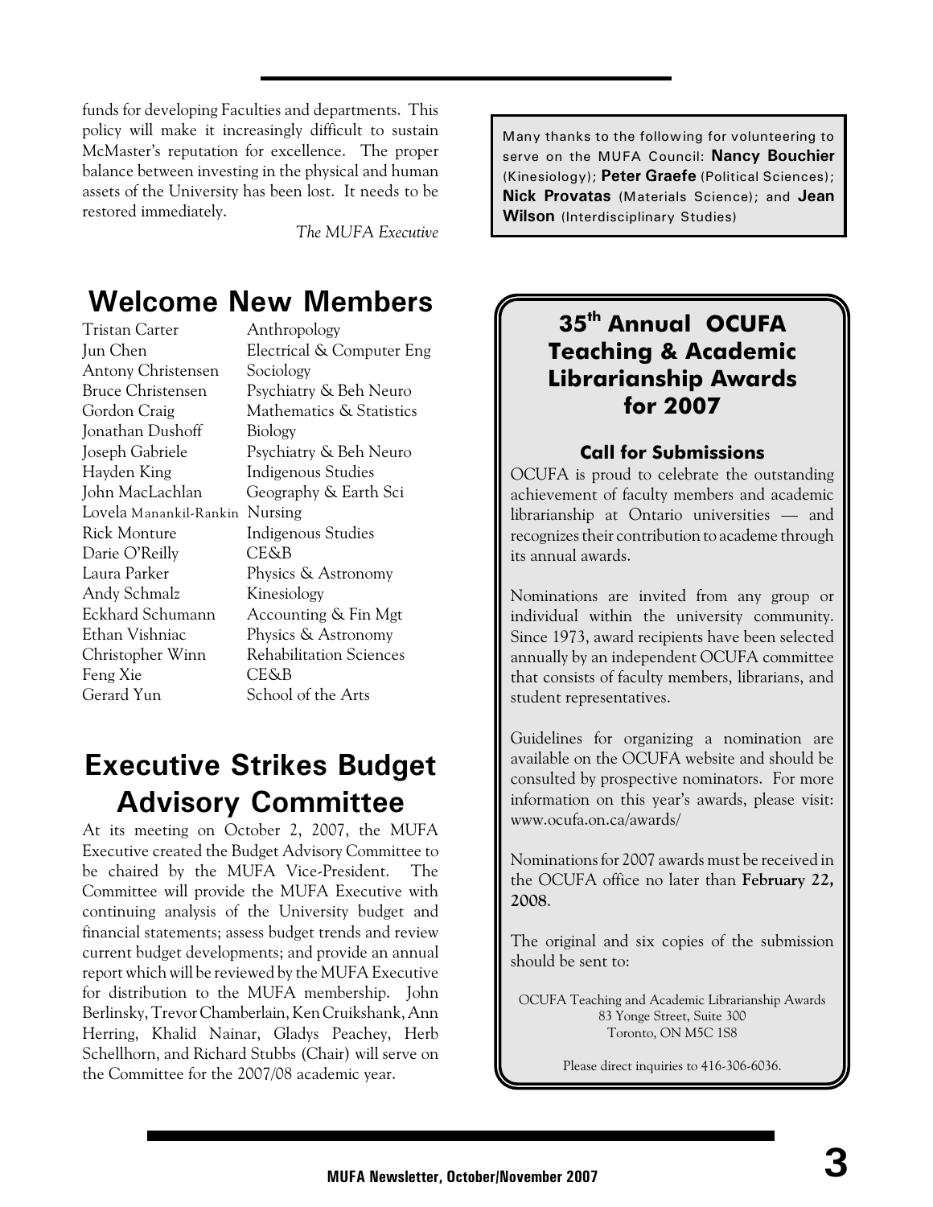funds for developing Faculties and departments. This policy will make it increasingly difficult to sustain McMaster's reputation for excellence. The proper balance between investing in the physical and human assets of the University has been lost. It needs to be restored immediately.

*The MUFA Executive*

## Welcome New Members

| | |
|---|---|
| Tristan Carter | Anthropology |
| Jun Chen | Electrical & Computer Eng |
| Antony Christensen | Sociology |
| Bruce Christensen | Psychiatry & Beh Neuro |
| Gordon Craig | Mathematics & Statistics |
| Jonathan Dushoff | Biology |
| Joseph Gabriele | Psychiatry & Beh Neuro |
| Hayden King | Indigenous Studies |
| John MacLachlan | Geography & Earth Sci |
| Lovela Manankil-Rankin | Nursing |
| Rick Monture | Indigenous Studies |
| Darie O'Reilly | CE&B |
| Laura Parker | Physics & Astronomy |
| Andy Schmalz | Kinesiology |
| Eckhard Schumann | Accounting & Fin Mgt |
| Ethan Vishniac | Physics & Astronomy |
| Christopher Winn | Rehabilitation Sciences |
| Feng Xie | CE&B |
| Gerard Yun | School of the Arts |

## Executive Strikes Budget Advisory Committee

At its meeting on October 2, 2007, the MUFA Executive created the Budget Advisory Committee to be chaired by the MUFA Vice-President. The Committee will provide the MUFA Executive with continuing analysis of the University budget and financial statements; assess budget trends and review current budget developments; and provide an annual report which will be reviewed by the MUFA Executive for distribution to the MUFA membership. John Berlinsky, Trevor Chamberlain, Ken Cruikshank, Ann Herring, Khalid Nainar, Gladys Peachey, Herb Schellhorn, and Richard Stubbs (Chair) will serve on the Committee for the 2007/08 academic year.

Many thanks to the following for volunteering to serve on the MUFA Council: **Nancy Bouchier** (Kinesiology); **Peter Graefe** (Political Sciences); **Nick Provatas** (Materials Science); and **Jean Wilson** (Interdisciplinary Studies)

## 35th Annual OCUFA Teaching & Academic Librarianship Awards for 2007

### Call for Submissions

OCUFA is proud to celebrate the outstanding achievement of faculty members and academic librarianship at Ontario universities — and recognizes their contribution to academe through its annual awards.

Nominations are invited from any group or individual within the university community. Since 1973, award recipients have been selected annually by an independent OCUFA committee that consists of faculty members, librarians, and student representatives.

Guidelines for organizing a nomination are available on the OCUFA website and should be consulted by prospective nominators. For more information on this year's awards, please visit: www.ocufa.on.ca/awards/

Nominations for 2007 awards must be received in the OCUFA office no later than **February 22, 2008**.

The original and six copies of the submission should be sent to:

OCUFA Teaching and Academic Librarianship Awards
83 Yonge Street, Suite 300
Toronto, ON M5C 1S8

Please direct inquiries to 416-306-6036.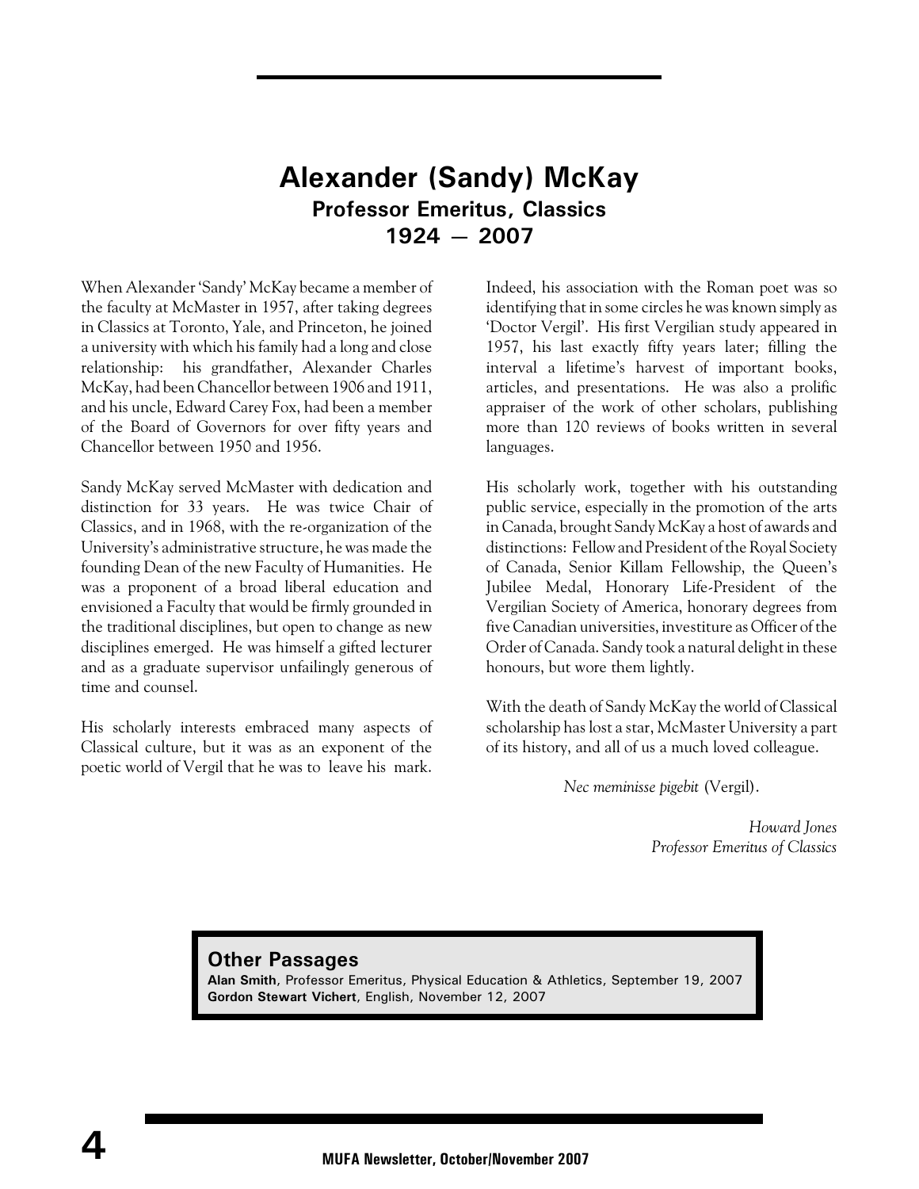# Alexander (Sandy) McKay

## Professor Emeritus, Classics

## 1924 — 2007

When Alexander 'Sandy' McKay became a member of the faculty at McMaster in 1957, after taking degrees in Classics at Toronto, Yale, and Princeton, he joined a university with which his family had a long and close relationship: his grandfather, Alexander Charles McKay, had been Chancellor between 1906 and 1911, and his uncle, Edward Carey Fox, had been a member of the Board of Governors for over fifty years and Chancellor between 1950 and 1956.

Sandy McKay served McMaster with dedication and distinction for 33 years. He was twice Chair of Classics, and in 1968, with the re-organization of the University's administrative structure, he was made the founding Dean of the new Faculty of Humanities. He was a proponent of a broad liberal education and envisioned a Faculty that would be firmly grounded in the traditional disciplines, but open to change as new disciplines emerged. He was himself a gifted lecturer and as a graduate supervisor unfailingly generous of time and counsel.

His scholarly interests embraced many aspects of Classical culture, but it was as an exponent of the poetic world of Vergil that he was to leave his mark. Indeed, his association with the Roman poet was so identifying that in some circles he was known simply as 'Doctor Vergil'. His first Vergilian study appeared in 1957, his last exactly fifty years later; filling the interval a lifetime's harvest of important books, articles, and presentations. He was also a prolific appraiser of the work of other scholars, publishing more than 120 reviews of books written in several languages.

His scholarly work, together with his outstanding public service, especially in the promotion of the arts in Canada, brought Sandy McKay a host of awards and distinctions: Fellow and President of the Royal Society of Canada, Senior Killam Fellowship, the Queen's Jubilee Medal, Honorary Life-President of the Vergilian Society of America, honorary degrees from five Canadian universities, investiture as Officer of the Order of Canada. Sandy took a natural delight in these honours, but wore them lightly.

With the death of Sandy McKay the world of Classical scholarship has lost a star, McMaster University a part of its history, and all of us a much loved colleague.

*Nec meminisse pigebit* (Vergil).

*Howard Jones*
*Professor Emeritus of Classics*

### Other Passages

**Alan Smith**, Professor Emeritus, Physical Education & Athletics, September 19, 2007
**Gordon Stewart Vichert**, English, November 12, 2007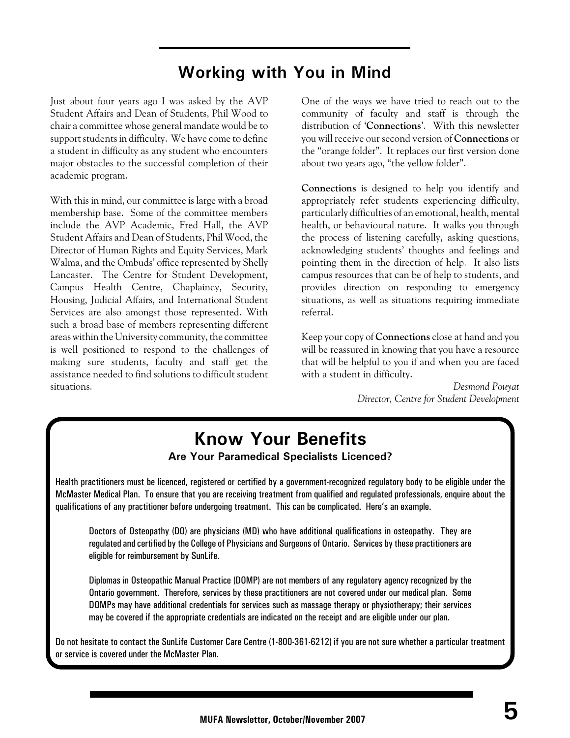## Working with You in Mind

Just about four years ago I was asked by the AVP Student Affairs and Dean of Students, Phil Wood to chair a committee whose general mandate would be to support students in difficulty. We have come to define a student in difficulty as any student who encounters major obstacles to the successful completion of their academic program.

With this in mind, our committee is large with a broad membership base. Some of the committee members include the AVP Academic, Fred Hall, the AVP Student Affairs and Dean of Students, Phil Wood, the Director of Human Rights and Equity Services, Mark Walma, and the Ombuds' office represented by Shelly Lancaster. The Centre for Student Development, Campus Health Centre, Chaplaincy, Security, Housing, Judicial Affairs, and International Student Services are also amongst those represented. With such a broad base of members representing different areas within the University community, the committee is well positioned to respond to the challenges of making sure students, faculty and staff get the assistance needed to find solutions to difficult student situations.

One of the ways we have tried to reach out to the community of faculty and staff is through the distribution of '**Connections**'. With this newsletter you will receive our second version of **Connections** or the "orange folder". It replaces our first version done about two years ago, "the yellow folder".

**Connections** is designed to help you identify and appropriately refer students experiencing difficulty, particularly difficulties of an emotional, health, mental health, or behavioural nature. It walks you through the process of listening carefully, asking questions, acknowledging students' thoughts and feelings and pointing them in the direction of help. It also lists campus resources that can be of help to students, and provides direction on responding to emergency situations, as well as situations requiring immediate referral.

Keep your copy of **Connections** close at hand and you will be reassured in knowing that you have a resource that will be helpful to you if and when you are faced with a student in difficulty.

*Desmond Pouyat*
*Director, Centre for Student Development*

## Know Your Benefits

### Are Your Paramedical Specialists Licenced?

Health practitioners must be licenced, registered or certified by a government-recognized regulatory body to be eligible under the McMaster Medical Plan. To ensure that you are receiving treatment from qualified and regulated professionals, enquire about the qualifications of any practitioner before undergoing treatment. This can be complicated. Here's an example.

> Doctors of Osteopathy (DO) are physicians (MD) who have additional qualifications in osteopathy. They are regulated and certified by the College of Physicians and Surgeons of Ontario. Services by these practitioners are eligible for reimbursement by SunLife.
>
> Diplomas in Osteopathic Manual Practice (DOMP) are not members of any regulatory agency recognized by the Ontario government. Therefore, services by these practitioners are not covered under our medical plan. Some DOMPs may have additional credentials for services such as massage therapy or physiotherapy; their services may be covered if the appropriate credentials are indicated on the receipt and are eligible under our plan.

Do not hesitate to contact the SunLife Customer Care Centre (1-800-361-6212) if you are not sure whether a particular treatment or service is covered under the McMaster Plan.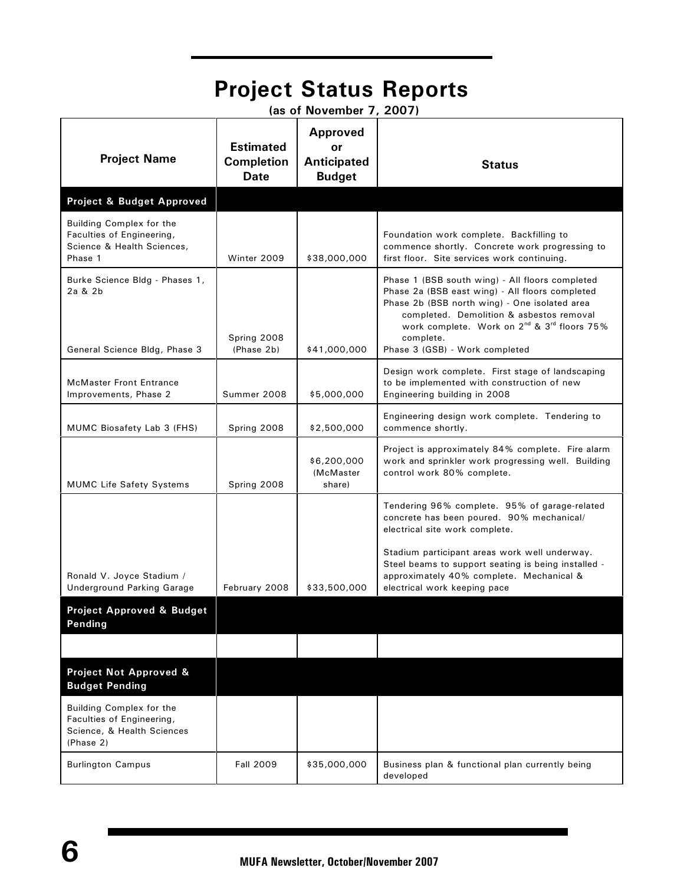# Project Status Reports

**(as of November 7, 2007)**

| Project Name | Estimated Completion Date | Approved or Anticipated Budget | Status |
|---|---|---|---|
| **Project & Budget Approved** | | | |
| Building Complex for the Faculties of Engineering, Science & Health Sciences, Phase 1 | Winter 2009 | $38,000,000 | Foundation work complete. Backfilling to commence shortly. Concrete work progressing to first floor. Site services work continuing. |
| Burke Science Bldg - Phases 1, 2a & 2b<br><br>General Science Bldg, Phase 3 | Spring 2008 (Phase 2b) | $41,000,000 | Phase 1 (BSB south wing) - All floors completed<br>Phase 2a (BSB east wing) - All floors completed<br>Phase 2b (BSB north wing) - One isolated area completed. Demolition & asbestos removal work complete. Work on 2nd & 3rd floors 75% complete.<br>Phase 3 (GSB) - Work completed |
| McMaster Front Entrance Improvements, Phase 2 | Summer 2008 | $5,000,000 | Design work complete. First stage of landscaping to be implemented with construction of new Engineering building in 2008 |
| MUMC Biosafety Lab 3 (FHS) | Spring 2008 | $2,500,000 | Engineering design work complete. Tendering to commence shortly. |
| MUMC Life Safety Systems | Spring 2008 | $6,200,000 (McMaster share) | Project is approximately 84% complete. Fire alarm work and sprinkler work progressing well. Building control work 80% complete. |
| Ronald V. Joyce Stadium / Underground Parking Garage | February 2008 | $33,500,000 | Tendering 96% complete. 95% of garage-related concrete has been poured. 90% mechanical/ electrical site work complete.<br><br>Stadium participant areas work well underway. Steel beams to support seating is being installed - approximately 40% complete. Mechanical & electrical work keeping pace |
| **Project Approved & Budget Pending** | | | |
| | | | |
| **Project Not Approved & Budget Pending** | | | |
| Building Complex for the Faculties of Engineering, Science, & Health Sciences (Phase 2) | | | |
| Burlington Campus | Fall 2009 | $35,000,000 | Business plan & functional plan currently being developed |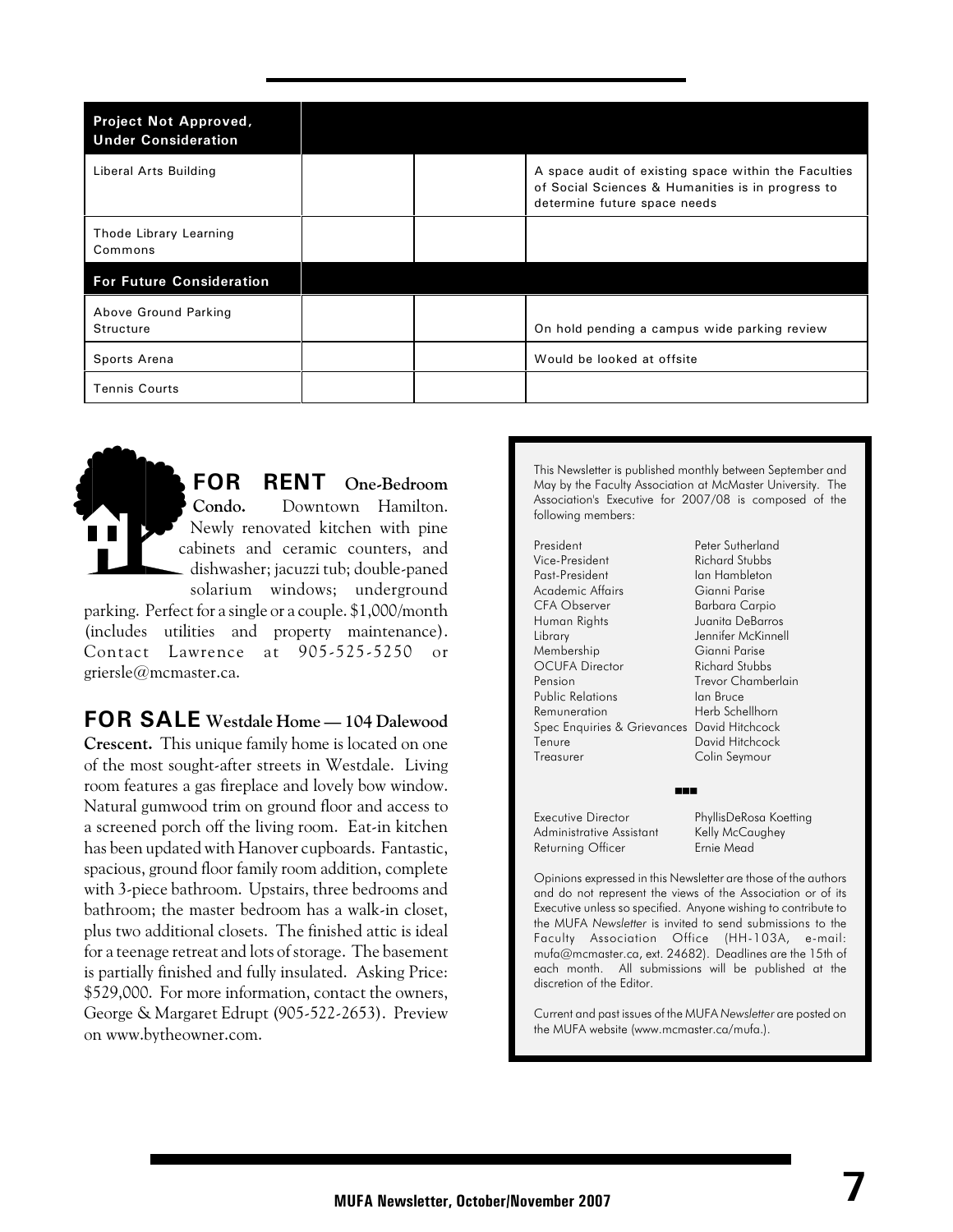| Project Not Approved, Under Consideration | | | |
|---|---|---|---|
| Liberal Arts Building | | | A space audit of existing space within the Faculties of Social Sciences & Humanities is in progress to determine future space needs |
| Thode Library Learning Commons | | | |
| **For Future Consideration** | | | |
| Above Ground Parking Structure | | | On hold pending a campus wide parking review |
| Sports Arena | | | Would be looked at offsite |
| Tennis Courts | | | |

**FOR RENT One-Bedroom Condo.** Downtown Hamilton. Newly renovated kitchen with pine cabinets and ceramic counters, and dishwasher; jacuzzi tub; double-paned solarium windows; underground parking. Perfect for a single or a couple. $1,000/month (includes utilities and property maintenance). Contact Lawrence at 905-525-5250 or griersle@mcmaster.ca.

**FOR SALE Westdale Home — 104 Dalewood Crescent.** This unique family home is located on one of the most sought-after streets in Westdale. Living room features a gas fireplace and lovely bow window. Natural gumwood trim on ground floor and access to a screened porch off the living room. Eat-in kitchen has been updated with Hanover cupboards. Fantastic, spacious, ground floor family room addition, complete with 3-piece bathroom. Upstairs, three bedrooms and bathroom; the master bedroom has a walk-in closet, plus two additional closets. The finished attic is ideal for a teenage retreat and lots of storage. The basement is partially finished and fully insulated. Asking Price: $529,000. For more information, contact the owners, George & Margaret Edrupt (905-522-2653). Preview on www.bytheowner.com.

This Newsletter is published monthly between September and May by the Faculty Association at McMaster University. The Association's Executive for 2007/08 is composed of the following members:

| | |
|---|---|
| President | Peter Sutherland |
| Vice-President | Richard Stubbs |
| Past-President | Ian Hambleton |
| Academic Affairs | Gianni Parise |
| CFA Observer | Barbara Carpio |
| Human Rights | Juanita DeBarros |
| Library | Jennifer McKinnell |
| Membership | Gianni Parise |
| OCUFA Director | Richard Stubbs |
| Pension | Trevor Chamberlain |
| Public Relations | Ian Bruce |
| Remuneration | Herb Schellhorn |
| Spec Enquiries & Grievances | David Hitchcock |
| Tenure | David Hitchcock |
| Treasurer | Colin Seymour |

| | |
|---|---|
| Executive Director | PhyllisDeRosa Koetting |
| Administrative Assistant | Kelly McCaughey |
| Returning Officer | Ernie Mead |

Opinions expressed in this Newsletter are those of the authors and do not represent the views of the Association or of its Executive unless so specified. Anyone wishing to contribute to the MUFA *Newsletter* is invited to send submissions to the Faculty Association Office (HH-103A, e-mail: mufa@mcmaster.ca, ext. 24682). Deadlines are the 15th of each month. All submissions will be published at the discretion of the Editor.

Current and past issues of the MUFA *Newsletter* are posted on the MUFA website (www.mcmaster.ca/mufa.).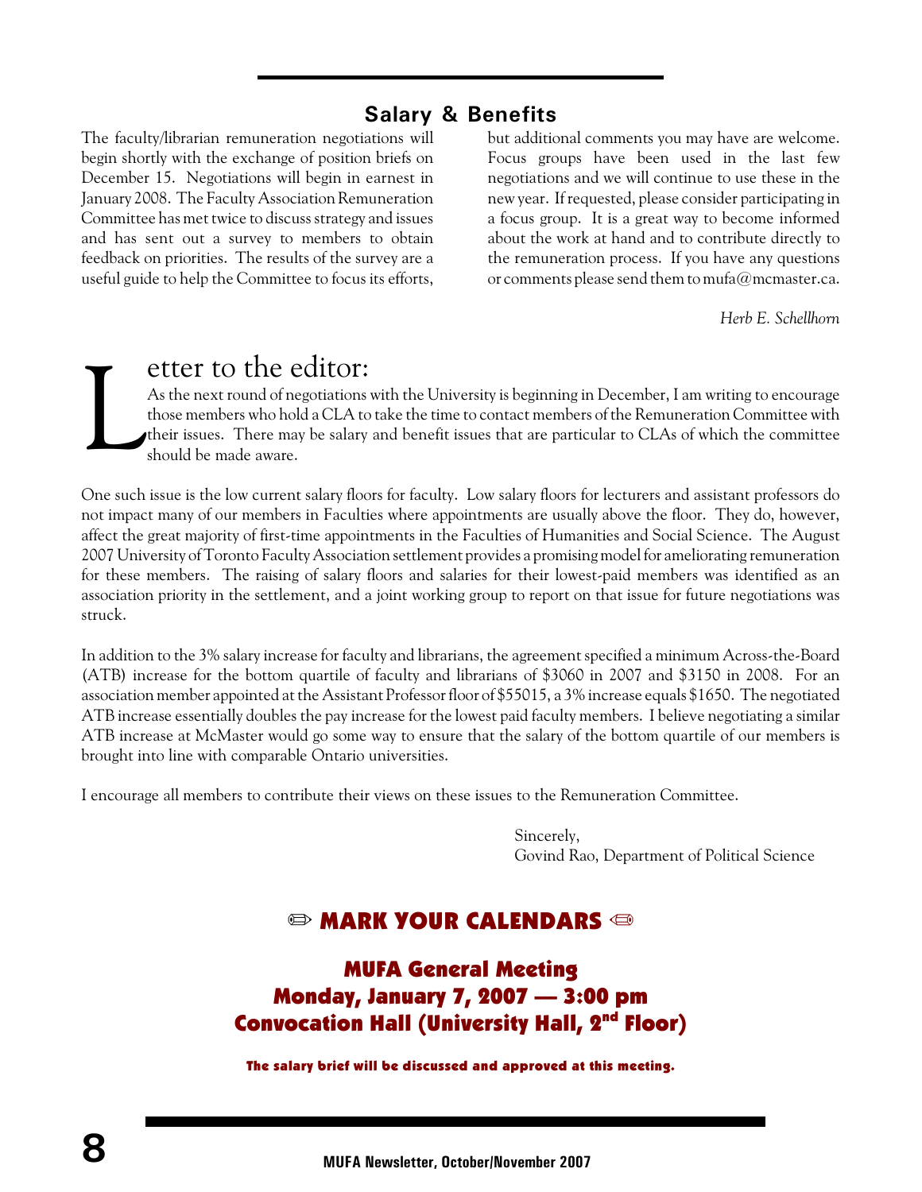## Salary & Benefits

The faculty/librarian remuneration negotiations will begin shortly with the exchange of position briefs on December 15. Negotiations will begin in earnest in January 2008. The Faculty Association Remuneration Committee has met twice to discuss strategy and issues and has sent out a survey to members to obtain feedback on priorities. The results of the survey are a useful guide to help the Committee to focus its efforts, but additional comments you may have are welcome. Focus groups have been used in the last few negotiations and we will continue to use these in the new year. If requested, please consider participating in a focus group. It is a great way to become informed about the work at hand and to contribute directly to the remuneration process. If you have any questions or comments please send them to mufa@mcmaster.ca.

*Herb E. Schellhorn*

## Letter to the editor:

As the next round of negotiations with the University is beginning in December, I am writing to encourage those members who hold a CLA to take the time to contact members of the Remuneration Committee with their issues. There may be salary and benefit issues that are particular to CLAs of which the committee should be made aware.

One such issue is the low current salary floors for faculty. Low salary floors for lecturers and assistant professors do not impact many of our members in Faculties where appointments are usually above the floor. They do, however, affect the great majority of first-time appointments in the Faculties of Humanities and Social Science. The August 2007 University of Toronto Faculty Association settlement provides a promising model for ameliorating remuneration for these members. The raising of salary floors and salaries for their lowest-paid members was identified as an association priority in the settlement, and a joint working group to report on that issue for future negotiations was struck.

In addition to the 3% salary increase for faculty and librarians, the agreement specified a minimum Across-the-Board (ATB) increase for the bottom quartile of faculty and librarians of $3060 in 2007 and $3150 in 2008. For an association member appointed at the Assistant Professor floor of $55015, a 3% increase equals $1650. The negotiated ATB increase essentially doubles the pay increase for the lowest paid faculty members. I believe negotiating a similar ATB increase at McMaster would go some way to ensure that the salary of the bottom quartile of our members is brought into line with comparable Ontario universities.

I encourage all members to contribute their views on these issues to the Remuneration Committee.

Sincerely,
Govind Rao, Department of Political Science

## ✏ MARK YOUR CALENDARS ✏

**MUFA General Meeting**
**Monday, January 7, 2007 — 3:00 pm**
**Convocation Hall (University Hall, 2nd Floor)**

**The salary brief will be discussed and approved at this meeting.**